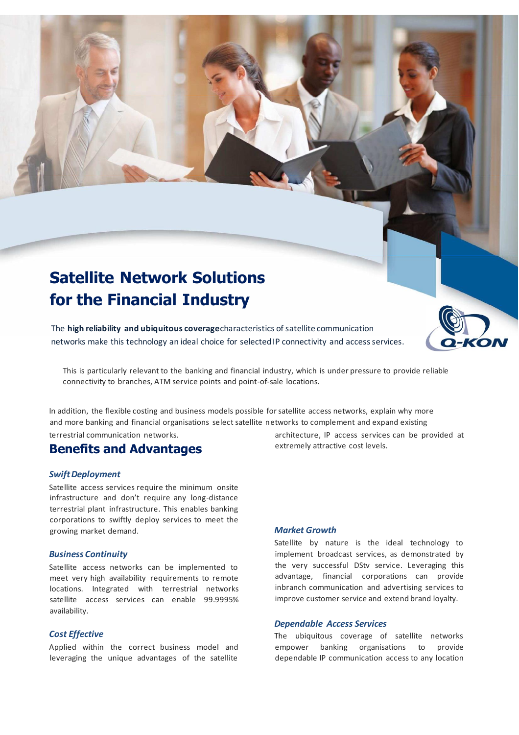# Satellite Network Solutions for the Financial Industry

The **high reliability and ubiquitous coverage** characteristics of satellite communication networks make this technology an ideal choice for selected IP connectivity and access services.

This is particularly relevant to the banking and financial industry, which is under pressure to provide reliable connectivity to branches, ATM service points and point-of-sale locations.

In addition, the flexible costing and business models possible for satellite access networks, explain why more and more banking and financial organisations select satellite networks to complement and expand existing terrestrial communication networks.

## Benefits and Advantages

### *Swift Deployment*

Satellite access services require the minimum onsite infrastructure and don't require any long-distance terrestrial plant infrastructure. This enables banking corporations to swiftly deploy services to meet the growing market demand.

### *Business Continuity*

Satellite access networks can be implemented to meet very high availability requirements to remote locations. Integrated with terrestrial networks satellite access services can enable 99.9995% availability.

### *Cost Effective*

Applied within the correct business model and leveraging the unique advantages of the satellite architecture, IP access services can be provided at extremely attractive cost levels.

### *Market Growth*

Satellite by nature is the ideal technology to implement broadcast services, as demonstrated by the very successful DStv service. Leveraging this advantage, financial corporations can provide inbranch communication and advertising services to improve customer service and extend brand loyalty.

### *Dependable Access Services*

The ubiquitous coverage of satellite networks empower banking organisations to provide dependable IP communication access to any location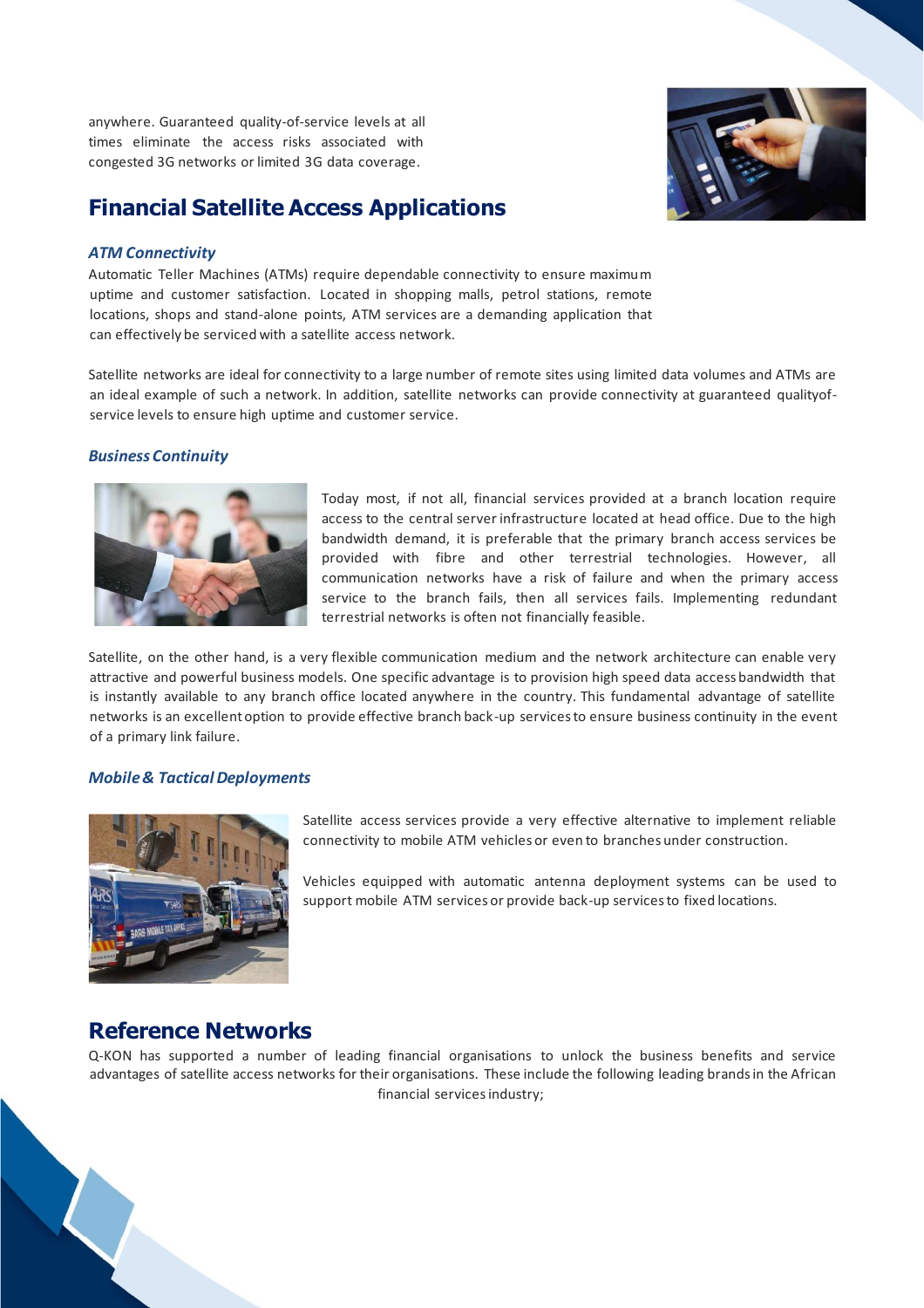anywhere. Guaranteed quality-of-service levels at all times eliminate the access risks associated with congested 3G networks or limited 3G data coverage.

## Financial Satellite Access Applications

### *ATM Connectivity*

Automatic Teller Machines (ATMs) require dependable connectivity to ensure maximum uptime and customer satisfaction. Located in shopping malls, petrol stations, remote locations, shops and stand-alone points, ATM services are a demanding application that can effectively be serviced with a satellite access network.

Satellite networks are ideal for connectivity to a large number of remote sites using limited data volumes and ATMs are an ideal example of such a network. In addition, satellite networks can provide connectivity at guaranteed qualityof-service levels to ensure high uptime and customer service.

### *Business Continuity*

Today most, if not all, financial services provided at a branch location require access to the central server infrastructure located at head office. Due to the high bandwidth demand, it is preferable that the primary branch access services be provided with fibre and other terrestrial technologies. However, all communication networks have a risk of failure and when the primary access service to the branch fails, then all services fails. Implementing redundant terrestrial networks is often not financially feasible.

Satellite, on the other hand, is a very flexible communication medium and the network architecture can enable very attractive and powerful business models. One specific advantage is to provision high speed data access bandwidth that is instantly available to any branch office located anywhere in the country. This fundamental advantage of satellite networks is an excellent option to provide effective branch back-up services to ensure business continuity in the event of a primary link failure.

### *Mobile & Tactical Deployments*

Satellite access services provide a very effective alternative to implement reliable connectivity to mobile ATM vehicles or even to branches under construction.

Vehicles equipped with automatic antenna deployment systems can be used to support mobile ATM services or provide back-up services to fixed locations.

## Reference Networks

Q-KON has supported a number of leading financial organisations to unlock the business benefits and service advantages of satellite access networks for their organisations. These include the following leading brands in the African financial services industry;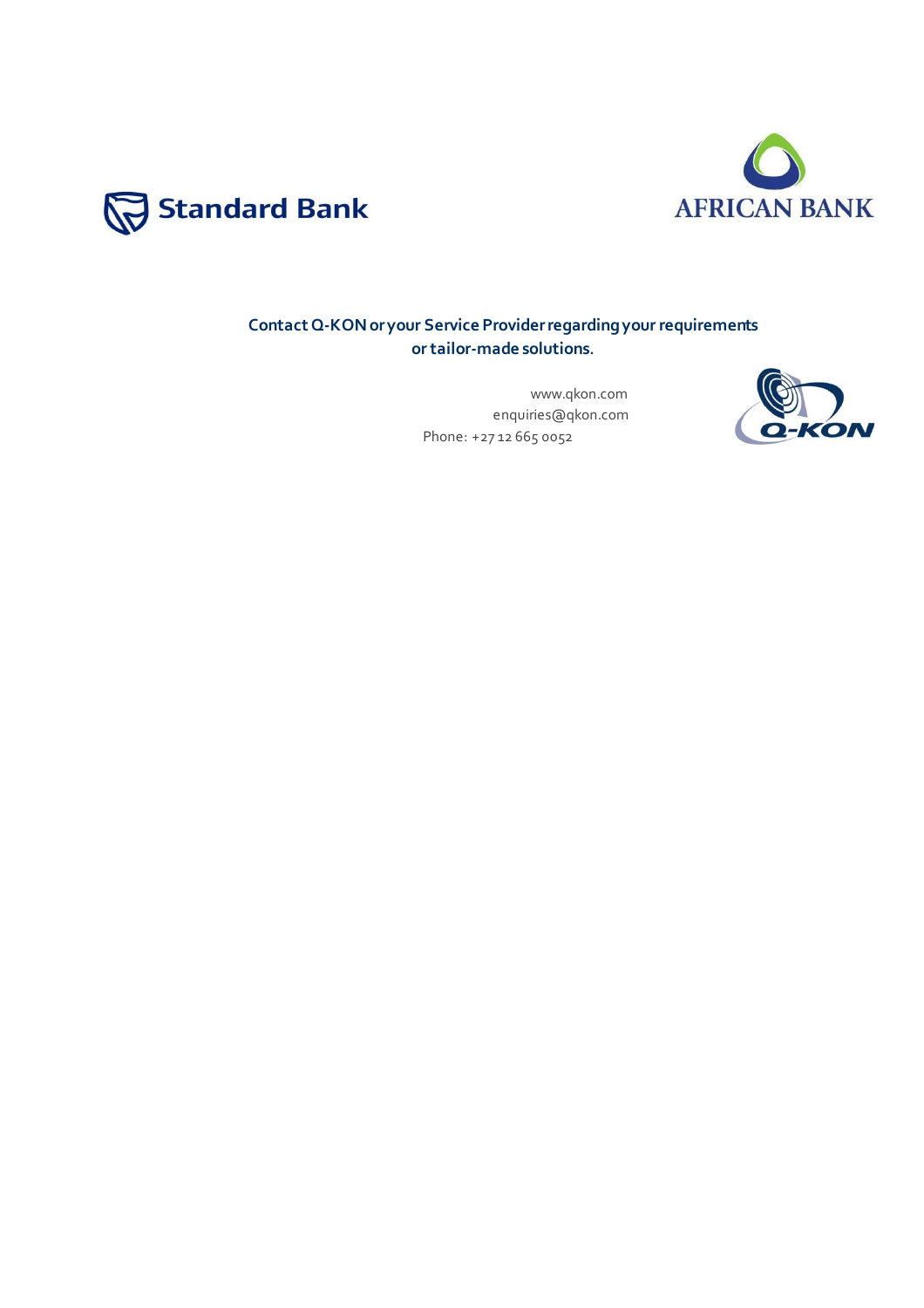Standard Bank

AFRICAN BANK

**Contact Q-KON or your Service Provider regarding your requirements or tailor-made solutions.**

www.qkon.com
enquiries@qkon.com
Phone: +27 12 665 0052

Q-KON